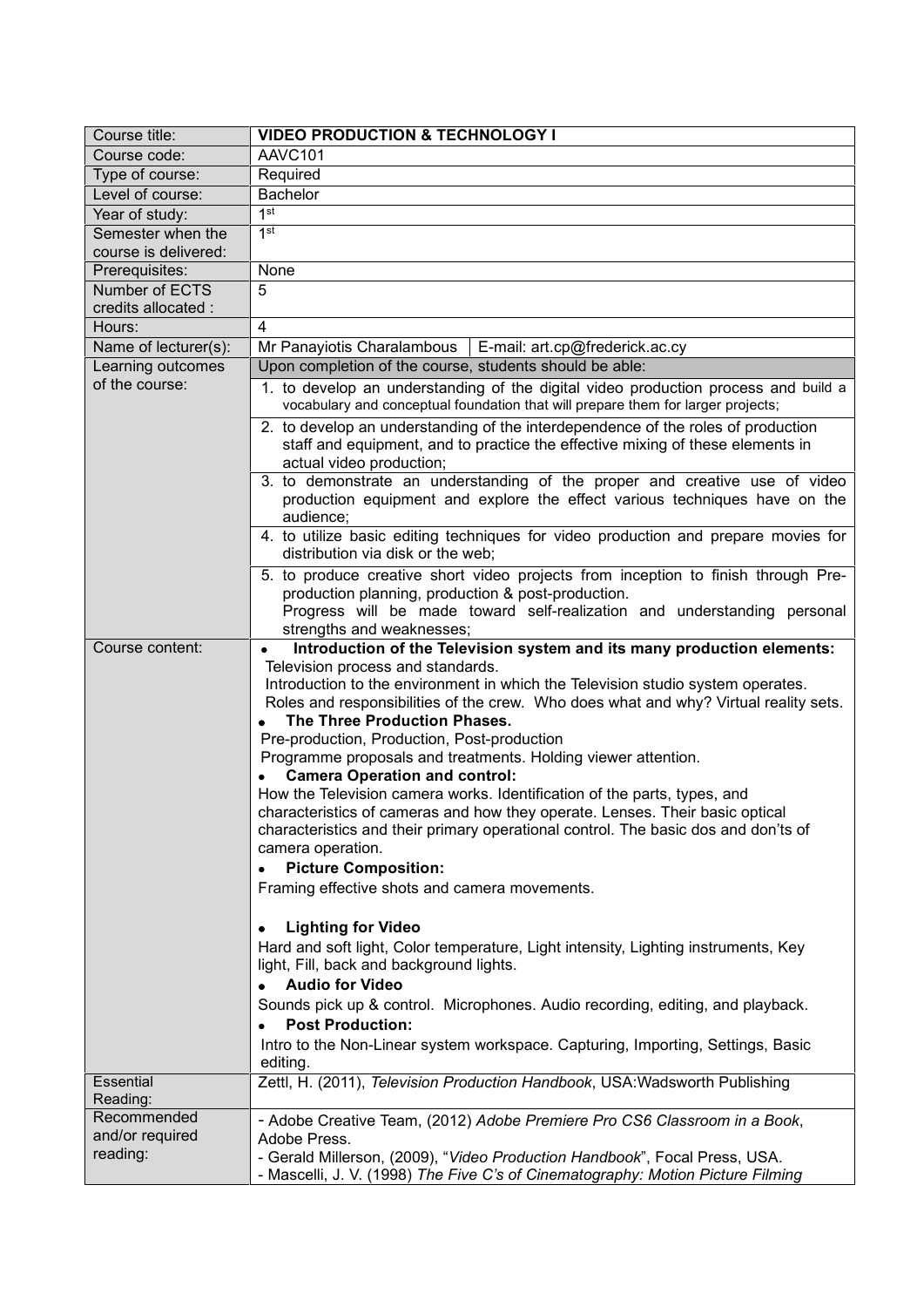| Course title: | **VIDEO PRODUCTION & TECHNOLOGY I** |
|---|---|
| Course code: | AAVC101 |
| Type of course: | Required |
| Level of course: | Bachelor |
| Year of study: | 1st |
| Semester when the course is delivered: | 1st |
| Prerequisites: | None |
| Number of ECTS credits allocated : | 5 |
| Hours: | 4 |
| Name of lecturer(s): | Mr Panayiotis Charalambous \| E-mail: art.cp@frederick.ac.cy |
| Learning outcomes of the course: | Upon completion of the course, students should be able:<br>1. to develop an understanding of the digital video production process and build a vocabulary and conceptual foundation that will prepare them for larger projects;<br>2. to develop an understanding of the interdependence of the roles of production staff and equipment, and to practice the effective mixing of these elements in actual video production;<br>3. to demonstrate an understanding of the proper and creative use of video production equipment and explore the effect various techniques have on the audience;<br>4. to utilize basic editing techniques for video production and prepare movies for distribution via disk or the web;<br>5. to produce creative short video projects from inception to finish through Pre-production planning, production & post-production.<br>Progress will be made toward self-realization and understanding personal strengths and weaknesses; |
| Course content: | • **Introduction of the Television system and its many production elements:**<br>Television process and standards.<br>Introduction to the environment in which the Television studio system operates.<br>Roles and responsibilities of the crew. Who does what and why? Virtual reality sets.<br>• **The Three Production Phases.**<br>Pre-production, Production, Post-production<br>Programme proposals and treatments. Holding viewer attention.<br>• **Camera Operation and control:**<br>How the Television camera works. Identification of the parts, types, and characteristics of cameras and how they operate. Lenses. Their basic optical characteristics and their primary operational control. The basic dos and don'ts of camera operation.<br>• **Picture Composition:**<br>Framing effective shots and camera movements.<br>• **Lighting for Video**<br>Hard and soft light, Color temperature, Light intensity, Lighting instruments, Key light, Fill, back and background lights.<br>• **Audio for Video**<br>Sounds pick up & control. Microphones. Audio recording, editing, and playback.<br>• **Post Production:**<br>Intro to the Non-Linear system workspace. Capturing, Importing, Settings, Basic editing. |
| Essential Reading: | Zettl, H. (2011), *Television Production Handbook*, USA:Wadsworth Publishing |
| Recommended and/or required reading: | - Adobe Creative Team, (2012) *Adobe Premiere Pro CS6 Classroom in a Book*, Adobe Press.<br>- Gerald Millerson, (2009), "*Video Production Handbook*", Focal Press, USA.<br>- Mascelli, J. V. (1998) *The Five C's of Cinematography: Motion Picture Filming* |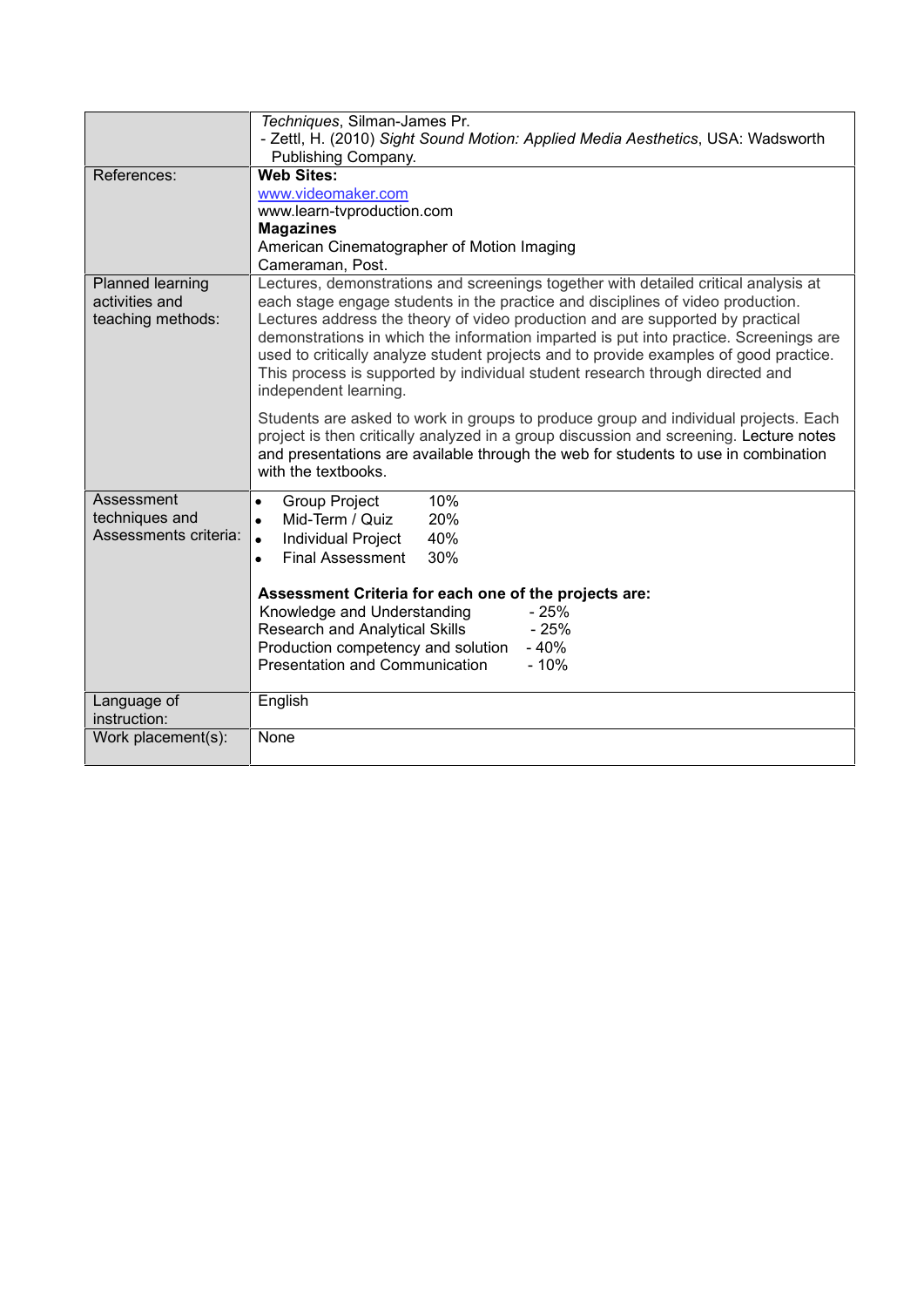| | |
|---|---|
| | *Techniques*, Silman-James Pr.<br>- Zettl, H. (2010) *Sight Sound Motion: Applied Media Aesthetics*, USA: Wadsworth Publishing Company. |
| References: | **Web Sites:**<br>www.videomaker.com<br>www.learn-tvproduction.com<br>**Magazines**<br>American Cinematographer of Motion Imaging<br>Cameraman, Post. |
| Planned learning activities and teaching methods: | Lectures, demonstrations and screenings together with detailed critical analysis at each stage engage students in the practice and disciplines of video production. Lectures address the theory of video production and are supported by practical demonstrations in which the information imparted is put into practice. Screenings are used to critically analyze student projects and to provide examples of good practice. This process is supported by individual student research through directed and independent learning.<br><br>Students are asked to work in groups to produce group and individual projects. Each project is then critically analyzed in a group discussion and screening. Lecture notes and presentations are available through the web for students to use in combination with the textbooks. |
| Assessment techniques and Assessments criteria: | • Group Project 10%<br>• Mid-Term / Quiz 20%<br>• Individual Project 40%<br>• Final Assessment 30%<br><br>**Assessment Criteria for each one of the projects are:**<br>Knowledge and Understanding - 25%<br>Research and Analytical Skills - 25%<br>Production competency and solution - 40%<br>Presentation and Communication - 10% |
| Language of instruction: | English |
| Work placement(s): | None |